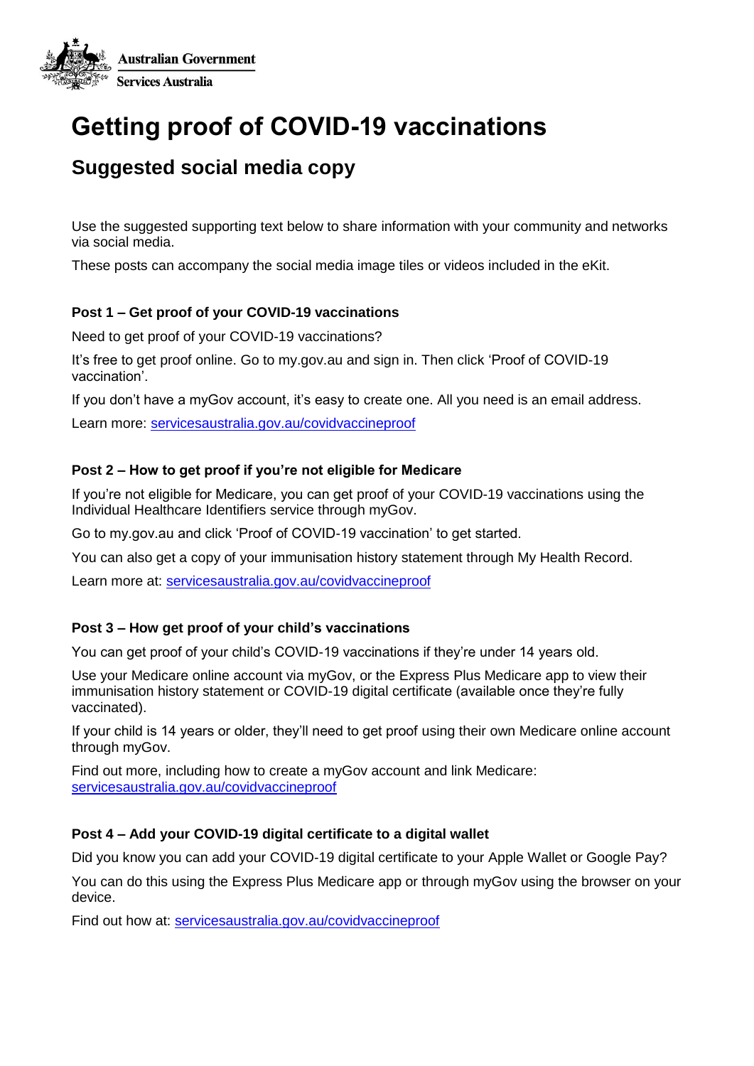Australian Government

Services Australia

# Getting proof of COVID-19 vaccinations

## Suggested social media copy

Use the suggested supporting text below to share information with your community and networks via social media.

These posts can accompany the social media image tiles or videos included in the eKit.

### Post 1 – Get proof of your COVID-19 vaccinations

Need to get proof of your COVID-19 vaccinations?

It's free to get proof online. Go to my.gov.au and sign in. Then click 'Proof of COVID-19 vaccination'.

If you don't have a myGov account, it's easy to create one. All you need is an email address.

Learn more: [servicesaustralia.gov.au/covidvaccineproof](servicesaustralia.gov.au/covidvaccineproof)

### Post 2 – How to get proof if you're not eligible for Medicare

If you're not eligible for Medicare, you can get proof of your COVID-19 vaccinations using the Individual Healthcare Identifiers service through myGov.

Go to my.gov.au and click 'Proof of COVID-19 vaccination' to get started.

You can also get a copy of your immunisation history statement through My Health Record.

Learn more at: [servicesaustralia.gov.au/covidvaccineproof](servicesaustralia.gov.au/covidvaccineproof)

### Post 3 – How get proof of your child's vaccinations

You can get proof of your child's COVID-19 vaccinations if they're under 14 years old.

Use your Medicare online account via myGov, or the Express Plus Medicare app to view their immunisation history statement or COVID-19 digital certificate (available once they're fully vaccinated).

If your child is 14 years or older, they'll need to get proof using their own Medicare online account through myGov.

Find out more, including how to create a myGov account and link Medicare: [servicesaustralia.gov.au/covidvaccineproof](servicesaustralia.gov.au/covidvaccineproof)

### Post 4 – Add your COVID-19 digital certificate to a digital wallet

Did you know you can add your COVID-19 digital certificate to your Apple Wallet or Google Pay?

You can do this using the Express Plus Medicare app or through myGov using the browser on your device.

Find out how at: [servicesaustralia.gov.au/covidvaccineproof](servicesaustralia.gov.au/covidvaccineproof)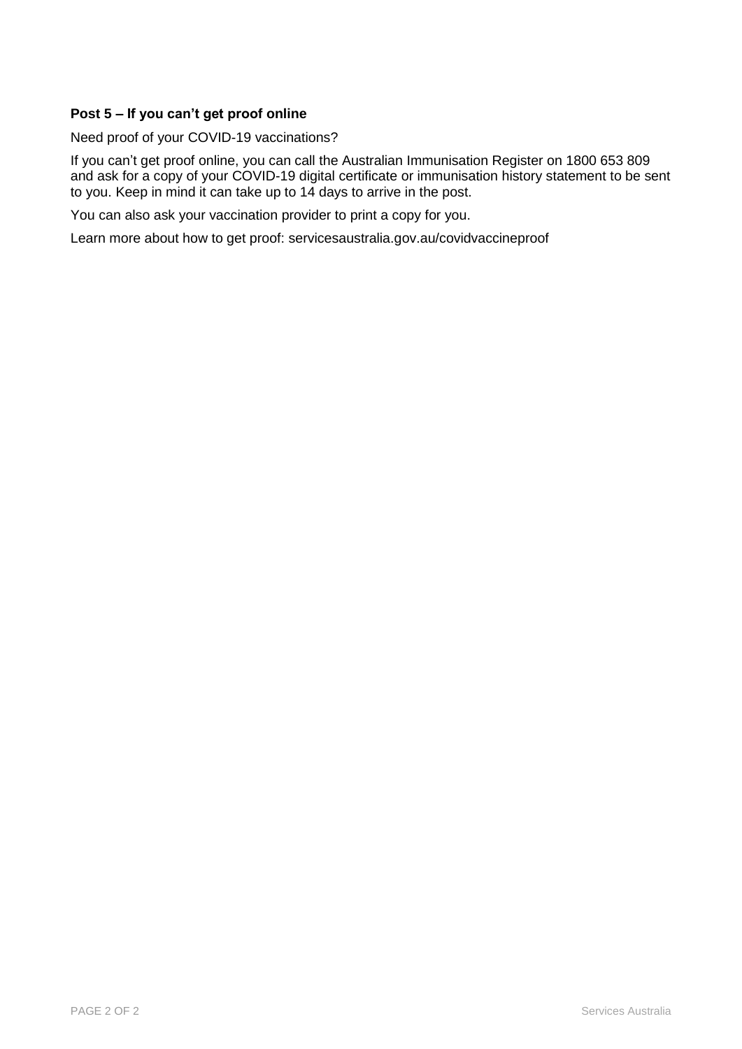**Post 5 – If you can't get proof online**

Need proof of your COVID-19 vaccinations?

If you can't get proof online, you can call the Australian Immunisation Register on 1800 653 809 and ask for a copy of your COVID-19 digital certificate or immunisation history statement to be sent to you. Keep in mind it can take up to 14 days to arrive in the post.

You can also ask your vaccination provider to print a copy for you.

Learn more about how to get proof: servicesaustralia.gov.au/covidvaccineproof